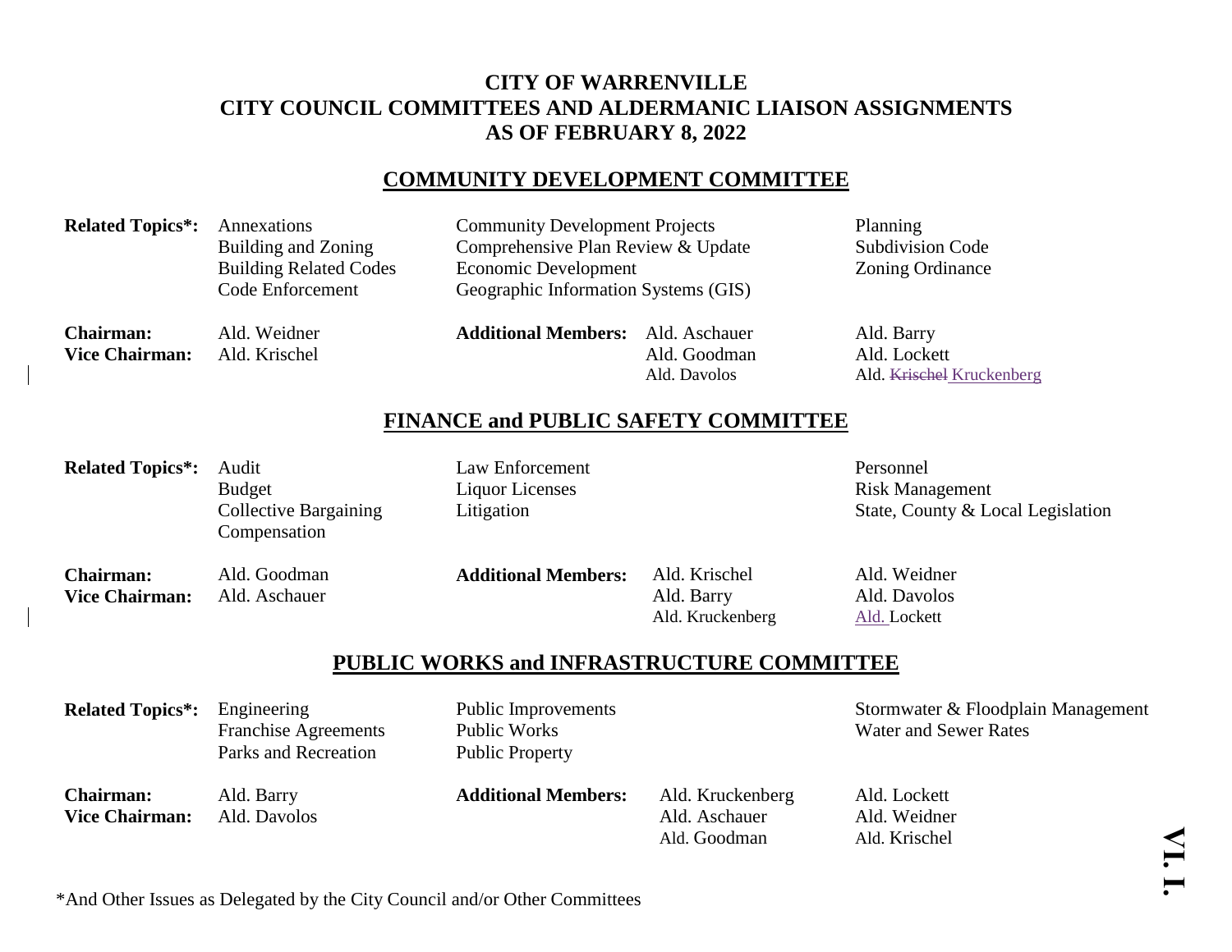# CITY OF WARRENVILLE
# CITY COUNCIL COMMITTEES AND ALDERMANIC LIAISON ASSIGNMENTS
# AS OF FEBRUARY 8, 2022

## COMMUNITY DEVELOPMENT COMMITTEE

**Related Topics*:**
- Annexations
- Building and Zoning
- Building Related Codes
- Code Enforcement
- Community Development Projects
- Comprehensive Plan Review & Update
- Economic Development
- Geographic Information Systems (GIS)
- Planning
- Subdivision Code
- Zoning Ordinance

**Chairman:** Ald. Weidner
**Vice Chairman:** Ald. Krischel

**Additional Members:** Ald. Aschauer, Ald. Goodman, Ald. Davolos, Ald. Barry, Ald. Lockett, Ald. ~~Krischel~~ Kruckenberg

## FINANCE and PUBLIC SAFETY COMMITTEE

**Related Topics*:**
- Audit
- Budget
- Collective Bargaining
- Compensation
- Law Enforcement
- Liquor Licenses
- Litigation
- Personnel
- Risk Management
- State, County & Local Legislation

**Chairman:** Ald. Goodman
**Vice Chairman:** Ald. Aschauer

**Additional Members:** Ald. Krischel, Ald. Barry, Ald. Kruckenberg, Ald. Weidner, Ald. Davolos, Ald. Lockett

## PUBLIC WORKS and INFRASTRUCTURE COMMITTEE

**Related Topics*:**
- Engineering
- Franchise Agreements
- Parks and Recreation
- Public Improvements
- Public Works
- Public Property
- Stormwater & Floodplain Management
- Water and Sewer Rates

**Chairman:** Ald. Barry
**Vice Chairman:** Ald. Davolos

**Additional Members:** Ald. Kruckenberg, Ald. Aschauer, Ald. Goodman, Ald. Lockett, Ald. Weidner, Ald. Krischel

*And Other Issues as Delegated by the City Council and/or Other Committees

VI.I.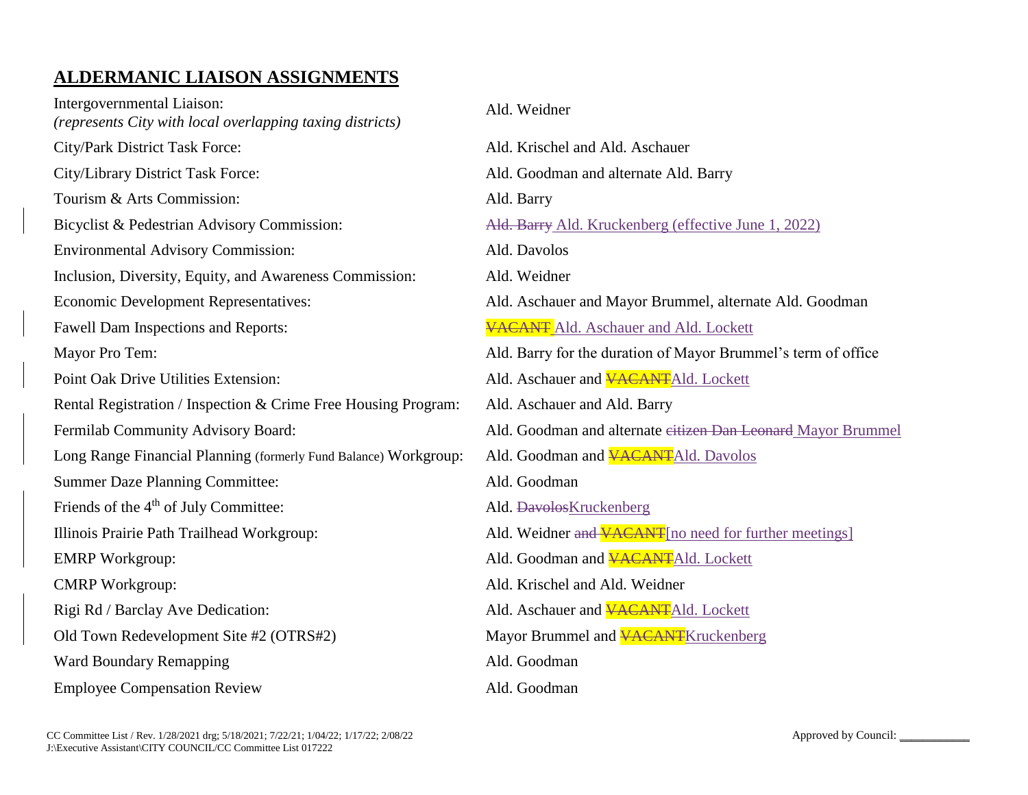## ALDERMANIC LIAISON ASSIGNMENTS

| | |
|---|---|
| Intergovernmental Liaison: *(represents City with local overlapping taxing districts)* | Ald. Weidner |
| City/Park District Task Force: | Ald. Krischel and Ald. Aschauer |
| City/Library District Task Force: | Ald. Goodman and alternate Ald. Barry |
| Tourism & Arts Commission: | Ald. Barry |
| Bicyclist & Pedestrian Advisory Commission: | ~~Ald. Barry~~ Ald. Kruckenberg (effective June 1, 2022) |
| Environmental Advisory Commission: | Ald. Davolos |
| Inclusion, Diversity, Equity, and Awareness Commission: | Ald. Weidner |
| Economic Development Representatives: | Ald. Aschauer and Mayor Brummel, alternate Ald. Goodman |
| Fawell Dam Inspections and Reports: | ~~VACANT~~ Ald. Aschauer and Ald. Lockett |
| Mayor Pro Tem: | Ald. Barry for the duration of Mayor Brummel's term of office |
| Point Oak Drive Utilities Extension: | Ald. Aschauer and ~~VACANT~~Ald. Lockett |
| Rental Registration / Inspection & Crime Free Housing Program: | Ald. Aschauer and Ald. Barry |
| Fermilab Community Advisory Board: | Ald. Goodman and alternate ~~citizen Dan Leonard~~ Mayor Brummel |
| Long Range Financial Planning (formerly Fund Balance) Workgroup: | Ald. Goodman and ~~VACANT~~Ald. Davolos |
| Summer Daze Planning Committee: | Ald. Goodman |
| Friends of the 4th of July Committee: | Ald. ~~Davolos~~Kruckenberg |
| Illinois Prairie Path Trailhead Workgroup: | Ald. Weidner ~~and VACANT~~[no need for further meetings] |
| EMRP Workgroup: | Ald. Goodman and ~~VACANT~~Ald. Lockett |
| CMRP Workgroup: | Ald. Krischel and Ald. Weidner |
| Rigi Rd / Barclay Ave Dedication: | Ald. Aschauer and ~~VACANT~~Ald. Lockett |
| Old Town Redevelopment Site #2 (OTRS#2) | Mayor Brummel and ~~VACANT~~Kruckenberg |
| Ward Boundary Remapping | Ald. Goodman |
| Employee Compensation Review | Ald. Goodman |

CC Committee List / Rev. 1/28/2021 drg; 5/18/2021; 7/22/21; 1/04/22; 1/17/22; 2/08/22
J:\Executive Assistant\CITY COUNCIL/CC Committee List 017222

Approved by Council: ___________